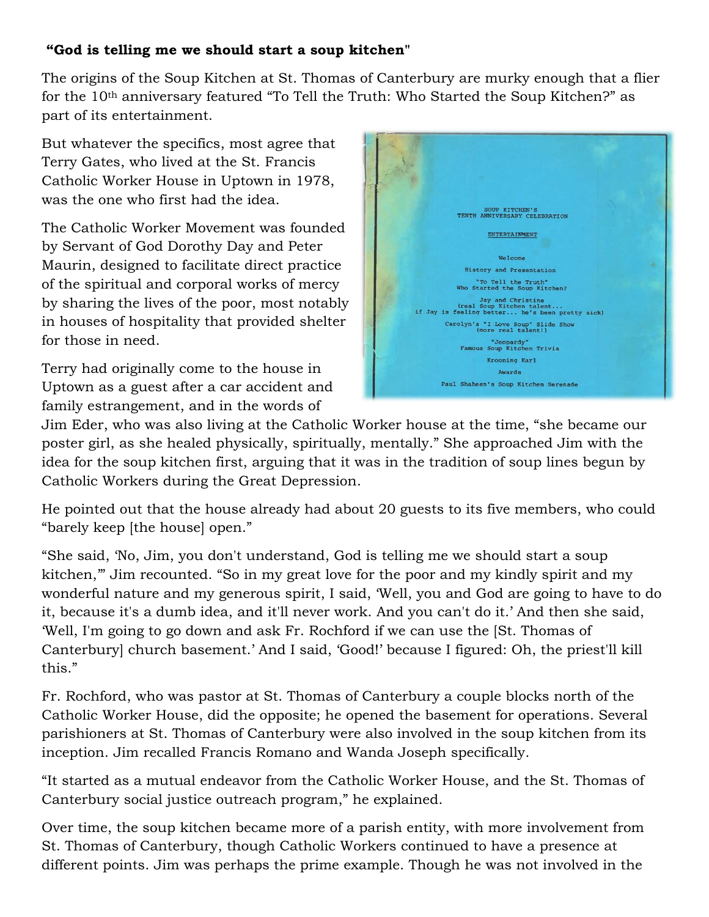**"God is telling me we should start a soup kitchen"**

The origins of the Soup Kitchen at St. Thomas of Canterbury are murky enough that a flier for the 10th anniversary featured "To Tell the Truth: Who Started the Soup Kitchen?" as part of its entertainment.

But whatever the specifics, most agree that Terry Gates, who lived at the St. Francis Catholic Worker House in Uptown in 1978, was the one who first had the idea.

The Catholic Worker Movement was founded by Servant of God Dorothy Day and Peter Maurin, designed to facilitate direct practice of the spiritual and corporal works of mercy by sharing the lives of the poor, most notably in houses of hospitality that provided shelter for those in need.

Terry had originally come to the house in Uptown as a guest after a car accident and family estrangement, and in the words of Jim Eder, who was also living at the Catholic Worker house at the time, "she became our poster girl, as she healed physically, spiritually, mentally." She approached Jim with the idea for the soup kitchen first, arguing that it was in the tradition of soup lines begun by Catholic Workers during the Great Depression.

He pointed out that the house already had about 20 guests to its five members, who could "barely keep [the house] open."

"She said, 'No, Jim, you don't understand, God is telling me we should start a soup kitchen,'" Jim recounted. "So in my great love for the poor and my kindly spirit and my wonderful nature and my generous spirit, I said, 'Well, you and God are going to have to do it, because it's a dumb idea, and it'll never work. And you can't do it.' And then she said, 'Well, I'm going to go down and ask Fr. Rochford if we can use the [St. Thomas of Canterbury] church basement.' And I said, 'Good!' because I figured: Oh, the priest'll kill this."

Fr. Rochford, who was pastor at St. Thomas of Canterbury a couple blocks north of the Catholic Worker House, did the opposite; he opened the basement for operations. Several parishioners at St. Thomas of Canterbury were also involved in the soup kitchen from its inception. Jim recalled Francis Romano and Wanda Joseph specifically.

"It started as a mutual endeavor from the Catholic Worker House, and the St. Thomas of Canterbury social justice outreach program," he explained.

Over time, the soup kitchen became more of a parish entity, with more involvement from St. Thomas of Canterbury, though Catholic Workers continued to have a presence at different points. Jim was perhaps the prime example. Though he was not involved in the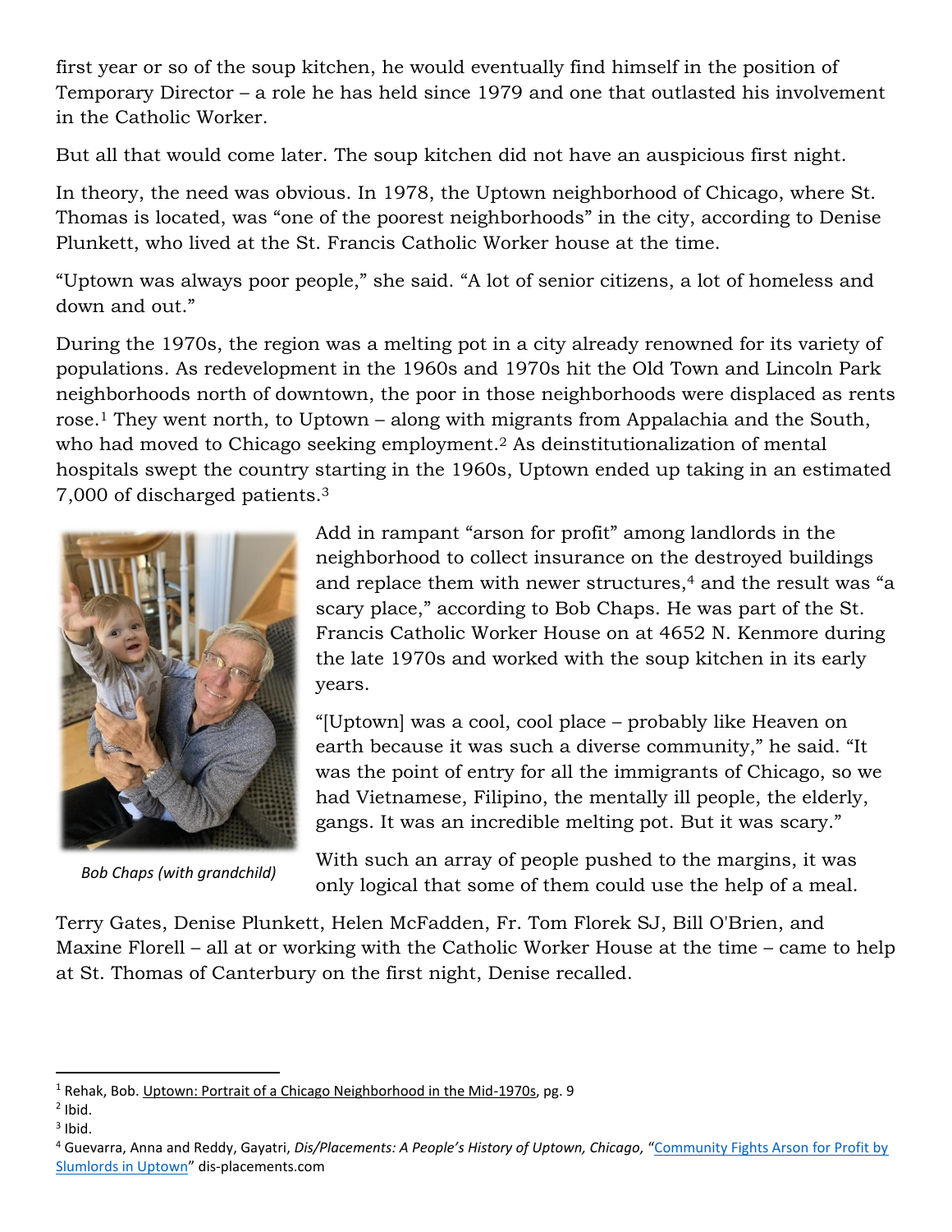first year or so of the soup kitchen, he would eventually find himself in the position of Temporary Director – a role he has held since 1979 and one that outlasted his involvement in the Catholic Worker.

But all that would come later. The soup kitchen did not have an auspicious first night.

In theory, the need was obvious. In 1978, the Uptown neighborhood of Chicago, where St. Thomas is located, was "one of the poorest neighborhoods" in the city, according to Denise Plunkett, who lived at the St. Francis Catholic Worker house at the time.

"Uptown was always poor people," she said. "A lot of senior citizens, a lot of homeless and down and out."

During the 1970s, the region was a melting pot in a city already renowned for its variety of populations. As redevelopment in the 1960s and 1970s hit the Old Town and Lincoln Park neighborhoods north of downtown, the poor in those neighborhoods were displaced as rents rose.[1] They went north, to Uptown – along with migrants from Appalachia and the South, who had moved to Chicago seeking employment.[2] As deinstitutionalization of mental hospitals swept the country starting in the 1960s, Uptown ended up taking in an estimated 7,000 of discharged patients.[3]

Add in rampant "arson for profit" among landlords in the neighborhood to collect insurance on the destroyed buildings and replace them with newer structures,[4] and the result was "a scary place," according to Bob Chaps. He was part of the St. Francis Catholic Worker House on at 4652 N. Kenmore during the late 1970s and worked with the soup kitchen in its early years.

*Bob Chaps (with grandchild)*

"[Uptown] was a cool, cool place – probably like Heaven on earth because it was such a diverse community," he said. "It was the point of entry for all the immigrants of Chicago, so we had Vietnamese, Filipino, the mentally ill people, the elderly, gangs. It was an incredible melting pot. But it was scary."

With such an array of people pushed to the margins, it was only logical that some of them could use the help of a meal.

Terry Gates, Denise Plunkett, Helen McFadden, Fr. Tom Florek SJ, Bill O'Brien, and Maxine Florell – all at or working with the Catholic Worker House at the time – came to help at St. Thomas of Canterbury on the first night, Denise recalled.

---

[1] Rehak, Bob. Uptown: Portrait of a Chicago Neighborhood in the Mid-1970s, pg. 9

[2] Ibid.

[3] Ibid.

[4] Guevarra, Anna and Reddy, Gayatri, *Dis/Placements: A People's History of Uptown, Chicago,* "Community Fights Arson for Profit by Slumlords in Uptown" dis-placements.com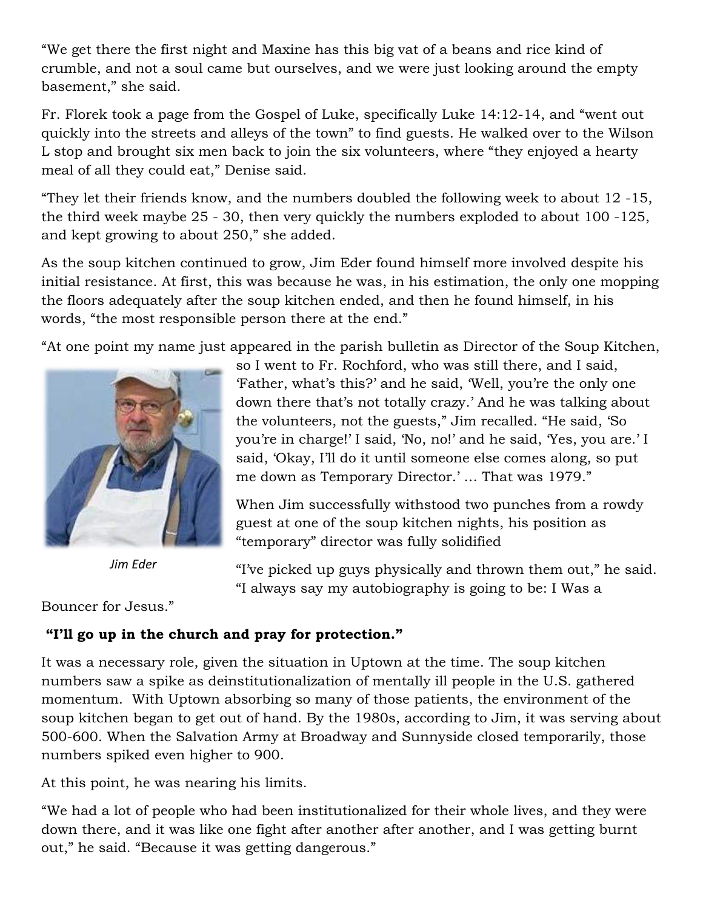"We get there the first night and Maxine has this big vat of a beans and rice kind of crumble, and not a soul came but ourselves, and we were just looking around the empty basement," she said.

Fr. Florek took a page from the Gospel of Luke, specifically Luke 14:12-14, and "went out quickly into the streets and alleys of the town" to find guests. He walked over to the Wilson L stop and brought six men back to join the six volunteers, where "they enjoyed a hearty meal of all they could eat," Denise said.

"They let their friends know, and the numbers doubled the following week to about 12 -15, the third week maybe 25 - 30, then very quickly the numbers exploded to about 100 -125, and kept growing to about 250," she added.

As the soup kitchen continued to grow, Jim Eder found himself more involved despite his initial resistance. At first, this was because he was, in his estimation, the only one mopping the floors adequately after the soup kitchen ended, and then he found himself, in his words, "the most responsible person there at the end."

"At one point my name just appeared in the parish bulletin as Director of the Soup Kitchen, so I went to Fr. Rochford, who was still there, and I said, 'Father, what's this?' and he said, 'Well, you're the only one down there that's not totally crazy.' And he was talking about the volunteers, not the guests," Jim recalled. "He said, 'So you're in charge!' I said, 'No, no!' and he said, 'Yes, you are.' I said, 'Okay, I'll do it until someone else comes along, so put me down as Temporary Director.' … That was 1979."

*Jim Eder*

When Jim successfully withstood two punches from a rowdy guest at one of the soup kitchen nights, his position as "temporary" director was fully solidified

"I've picked up guys physically and thrown them out," he said. "I always say my autobiography is going to be: I Was a Bouncer for Jesus."

**"I'll go up in the church and pray for protection."**

It was a necessary role, given the situation in Uptown at the time. The soup kitchen numbers saw a spike as deinstitutionalization of mentally ill people in the U.S. gathered momentum. With Uptown absorbing so many of those patients, the environment of the soup kitchen began to get out of hand. By the 1980s, according to Jim, it was serving about 500-600. When the Salvation Army at Broadway and Sunnyside closed temporarily, those numbers spiked even higher to 900.

At this point, he was nearing his limits.

"We had a lot of people who had been institutionalized for their whole lives, and they were down there, and it was like one fight after another after another, and I was getting burnt out," he said. "Because it was getting dangerous."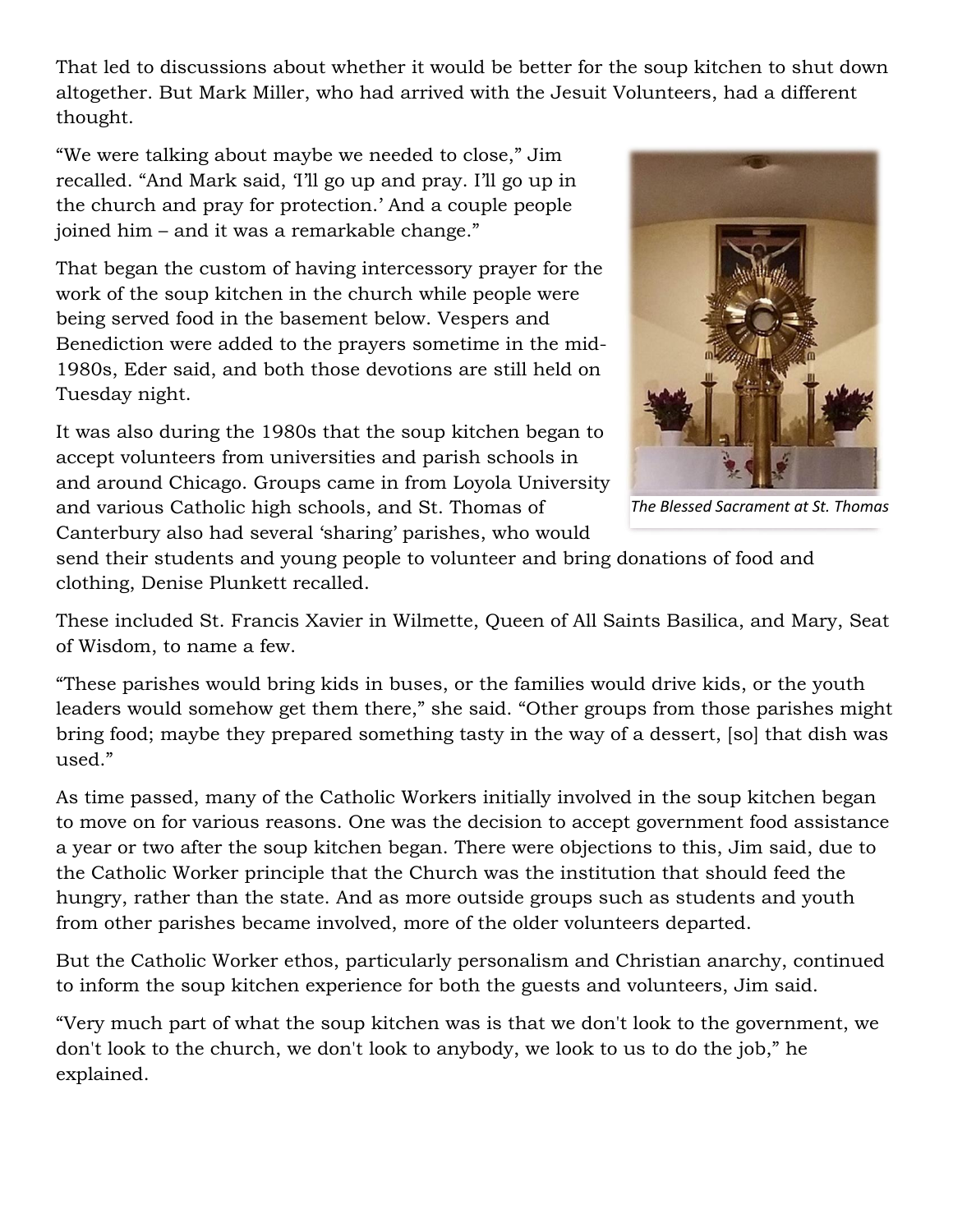That led to discussions about whether it would be better for the soup kitchen to shut down altogether. But Mark Miller, who had arrived with the Jesuit Volunteers, had a different thought.

"We were talking about maybe we needed to close," Jim recalled. "And Mark said, 'I'll go up and pray. I'll go up in the church and pray for protection.' And a couple people joined him – and it was a remarkable change."

That began the custom of having intercessory prayer for the work of the soup kitchen in the church while people were being served food in the basement below. Vespers and Benediction were added to the prayers sometime in the mid-1980s, Eder said, and both those devotions are still held on Tuesday night.

*The Blessed Sacrament at St. Thomas*

It was also during the 1980s that the soup kitchen began to accept volunteers from universities and parish schools in and around Chicago. Groups came in from Loyola University and various Catholic high schools, and St. Thomas of Canterbury also had several 'sharing' parishes, who would send their students and young people to volunteer and bring donations of food and clothing, Denise Plunkett recalled.

These included St. Francis Xavier in Wilmette, Queen of All Saints Basilica, and Mary, Seat of Wisdom, to name a few.

"These parishes would bring kids in buses, or the families would drive kids, or the youth leaders would somehow get them there," she said. "Other groups from those parishes might bring food; maybe they prepared something tasty in the way of a dessert, [so] that dish was used."

As time passed, many of the Catholic Workers initially involved in the soup kitchen began to move on for various reasons. One was the decision to accept government food assistance a year or two after the soup kitchen began. There were objections to this, Jim said, due to the Catholic Worker principle that the Church was the institution that should feed the hungry, rather than the state. And as more outside groups such as students and youth from other parishes became involved, more of the older volunteers departed.

But the Catholic Worker ethos, particularly personalism and Christian anarchy, continued to inform the soup kitchen experience for both the guests and volunteers, Jim said.

"Very much part of what the soup kitchen was is that we don't look to the government, we don't look to the church, we don't look to anybody, we look to us to do the job," he explained.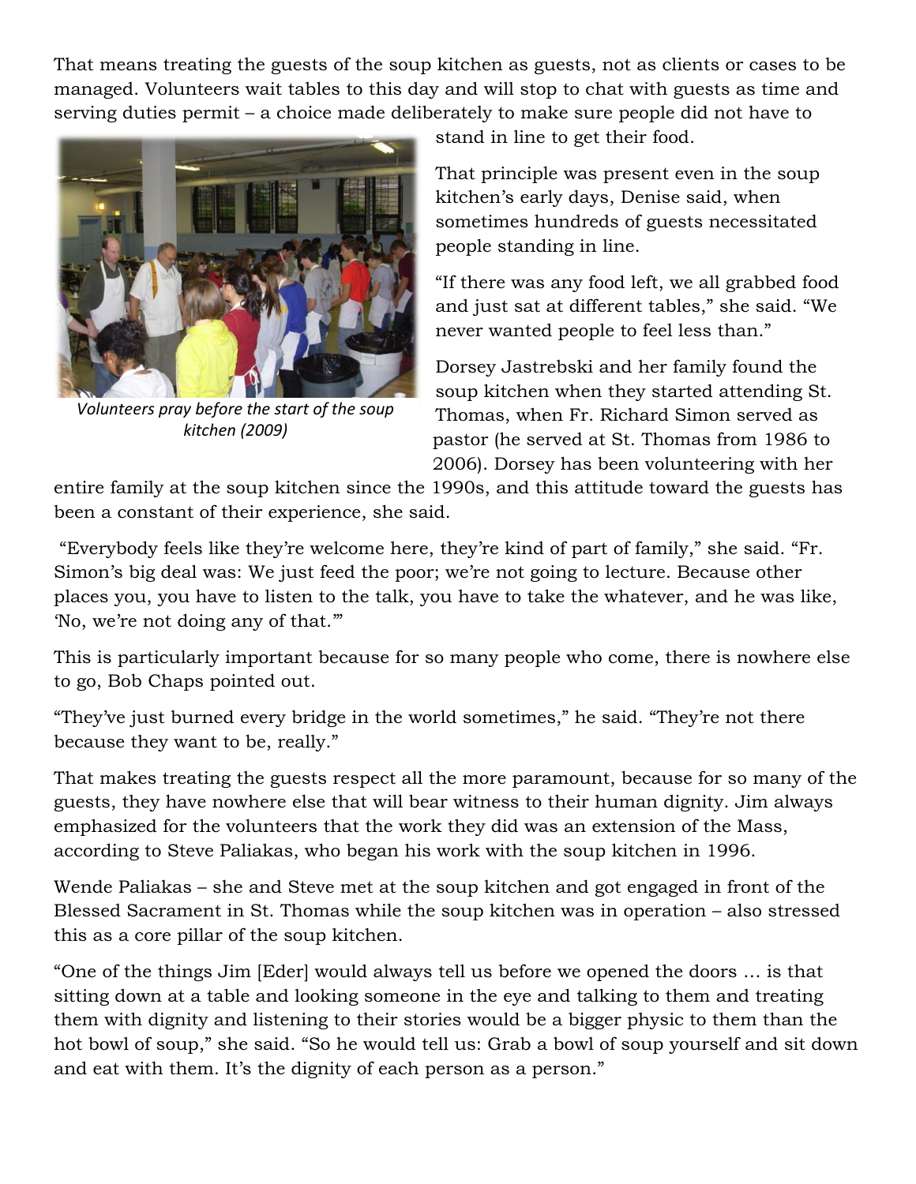That means treating the guests of the soup kitchen as guests, not as clients or cases to be managed. Volunteers wait tables to this day and will stop to chat with guests as time and serving duties permit – a choice made deliberately to make sure people did not have to stand in line to get their food.

*Volunteers pray before the start of the soup kitchen (2009)*

That principle was present even in the soup kitchen's early days, Denise said, when sometimes hundreds of guests necessitated people standing in line.

"If there was any food left, we all grabbed food and just sat at different tables," she said. "We never wanted people to feel less than."

Dorsey Jastrebski and her family found the soup kitchen when they started attending St. Thomas, when Fr. Richard Simon served as pastor (he served at St. Thomas from 1986 to 2006). Dorsey has been volunteering with her entire family at the soup kitchen since the 1990s, and this attitude toward the guests has been a constant of their experience, she said.

"Everybody feels like they're welcome here, they're kind of part of family," she said. "Fr. Simon's big deal was: We just feed the poor; we're not going to lecture. Because other places you, you have to listen to the talk, you have to take the whatever, and he was like, 'No, we're not doing any of that.'"

This is particularly important because for so many people who come, there is nowhere else to go, Bob Chaps pointed out.

"They've just burned every bridge in the world sometimes," he said. "They're not there because they want to be, really."

That makes treating the guests respect all the more paramount, because for so many of the guests, they have nowhere else that will bear witness to their human dignity. Jim always emphasized for the volunteers that the work they did was an extension of the Mass, according to Steve Paliakas, who began his work with the soup kitchen in 1996.

Wende Paliakas – she and Steve met at the soup kitchen and got engaged in front of the Blessed Sacrament in St. Thomas while the soup kitchen was in operation – also stressed this as a core pillar of the soup kitchen.

"One of the things Jim [Eder] would always tell us before we opened the doors … is that sitting down at a table and looking someone in the eye and talking to them and treating them with dignity and listening to their stories would be a bigger physic to them than the hot bowl of soup," she said. "So he would tell us: Grab a bowl of soup yourself and sit down and eat with them. It's the dignity of each person as a person."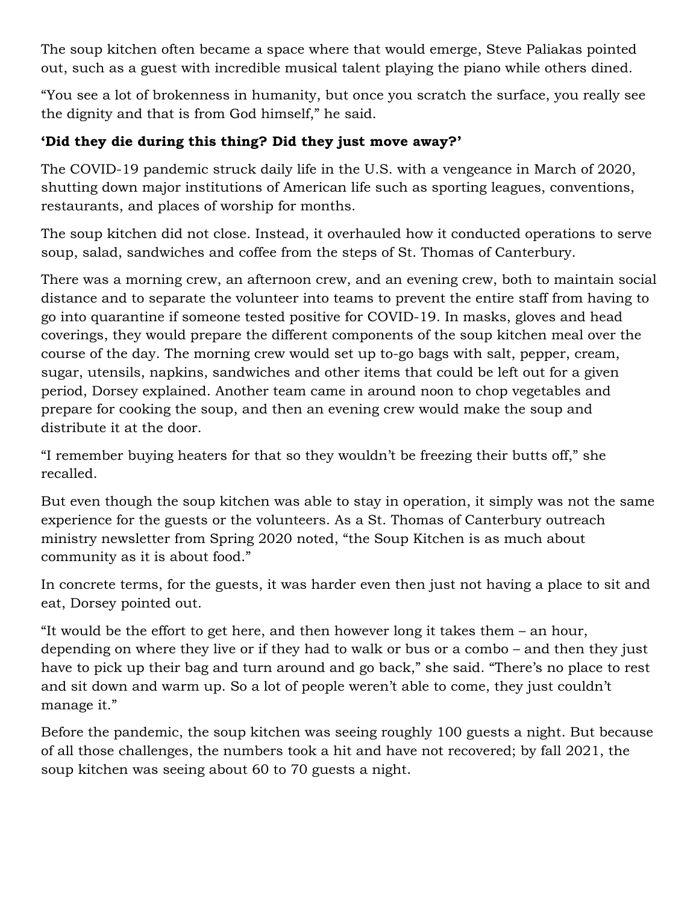The soup kitchen often became a space where that would emerge, Steve Paliakas pointed out, such as a guest with incredible musical talent playing the piano while others dined.

"You see a lot of brokenness in humanity, but once you scratch the surface, you really see the dignity and that is from God himself," he said.

### 'Did they die during this thing? Did they just move away?'

The COVID-19 pandemic struck daily life in the U.S. with a vengeance in March of 2020, shutting down major institutions of American life such as sporting leagues, conventions, restaurants, and places of worship for months.

The soup kitchen did not close. Instead, it overhauled how it conducted operations to serve soup, salad, sandwiches and coffee from the steps of St. Thomas of Canterbury.

There was a morning crew, an afternoon crew, and an evening crew, both to maintain social distance and to separate the volunteer into teams to prevent the entire staff from having to go into quarantine if someone tested positive for COVID-19. In masks, gloves and head coverings, they would prepare the different components of the soup kitchen meal over the course of the day. The morning crew would set up to-go bags with salt, pepper, cream, sugar, utensils, napkins, sandwiches and other items that could be left out for a given period, Dorsey explained. Another team came in around noon to chop vegetables and prepare for cooking the soup, and then an evening crew would make the soup and distribute it at the door.

"I remember buying heaters for that so they wouldn't be freezing their butts off," she recalled.

But even though the soup kitchen was able to stay in operation, it simply was not the same experience for the guests or the volunteers. As a St. Thomas of Canterbury outreach ministry newsletter from Spring 2020 noted, "the Soup Kitchen is as much about community as it is about food."

In concrete terms, for the guests, it was harder even then just not having a place to sit and eat, Dorsey pointed out.

"It would be the effort to get here, and then however long it takes them – an hour, depending on where they live or if they had to walk or bus or a combo – and then they just have to pick up their bag and turn around and go back," she said. "There's no place to rest and sit down and warm up. So a lot of people weren't able to come, they just couldn't manage it."

Before the pandemic, the soup kitchen was seeing roughly 100 guests a night. But because of all those challenges, the numbers took a hit and have not recovered; by fall 2021, the soup kitchen was seeing about 60 to 70 guests a night.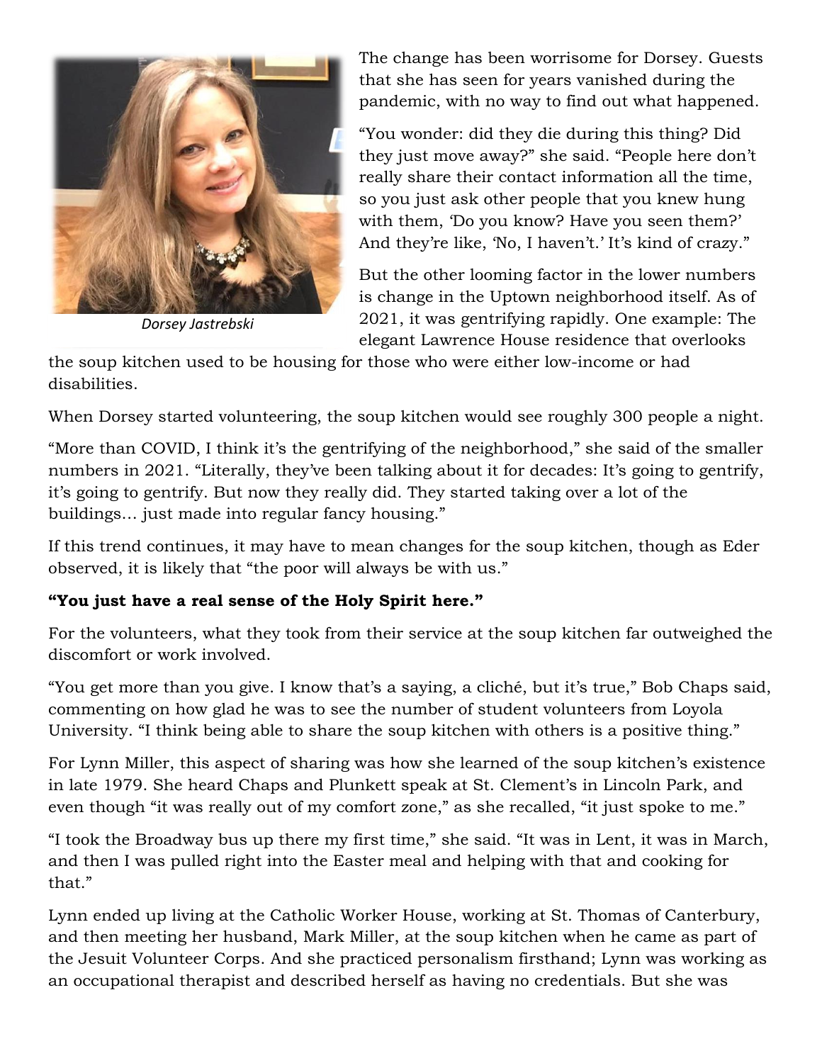Dorsey Jastrebski

The change has been worrisome for Dorsey. Guests that she has seen for years vanished during the pandemic, with no way to find out what happened.

"You wonder: did they die during this thing? Did they just move away?" she said. "People here don't really share their contact information all the time, so you just ask other people that you knew hung with them, 'Do you know? Have you seen them?' And they're like, 'No, I haven't.' It's kind of crazy."

But the other looming factor in the lower numbers is change in the Uptown neighborhood itself. As of 2021, it was gentrifying rapidly. One example: The elegant Lawrence House residence that overlooks the soup kitchen used to be housing for those who were either low-income or had disabilities.

When Dorsey started volunteering, the soup kitchen would see roughly 300 people a night.

"More than COVID, I think it's the gentrifying of the neighborhood," she said of the smaller numbers in 2021. "Literally, they've been talking about it for decades: It's going to gentrify, it's going to gentrify. But now they really did. They started taking over a lot of the buildings… just made into regular fancy housing."

If this trend continues, it may have to mean changes for the soup kitchen, though as Eder observed, it is likely that "the poor will always be with us."

**"You just have a real sense of the Holy Spirit here."**

For the volunteers, what they took from their service at the soup kitchen far outweighed the discomfort or work involved.

"You get more than you give. I know that's a saying, a cliché, but it's true," Bob Chaps said, commenting on how glad he was to see the number of student volunteers from Loyola University. "I think being able to share the soup kitchen with others is a positive thing."

For Lynn Miller, this aspect of sharing was how she learned of the soup kitchen's existence in late 1979. She heard Chaps and Plunkett speak at St. Clement's in Lincoln Park, and even though "it was really out of my comfort zone," as she recalled, "it just spoke to me."

"I took the Broadway bus up there my first time," she said. "It was in Lent, it was in March, and then I was pulled right into the Easter meal and helping with that and cooking for that."

Lynn ended up living at the Catholic Worker House, working at St. Thomas of Canterbury, and then meeting her husband, Mark Miller, at the soup kitchen when he came as part of the Jesuit Volunteer Corps. And she practiced personalism firsthand; Lynn was working as an occupational therapist and described herself as having no credentials. But she was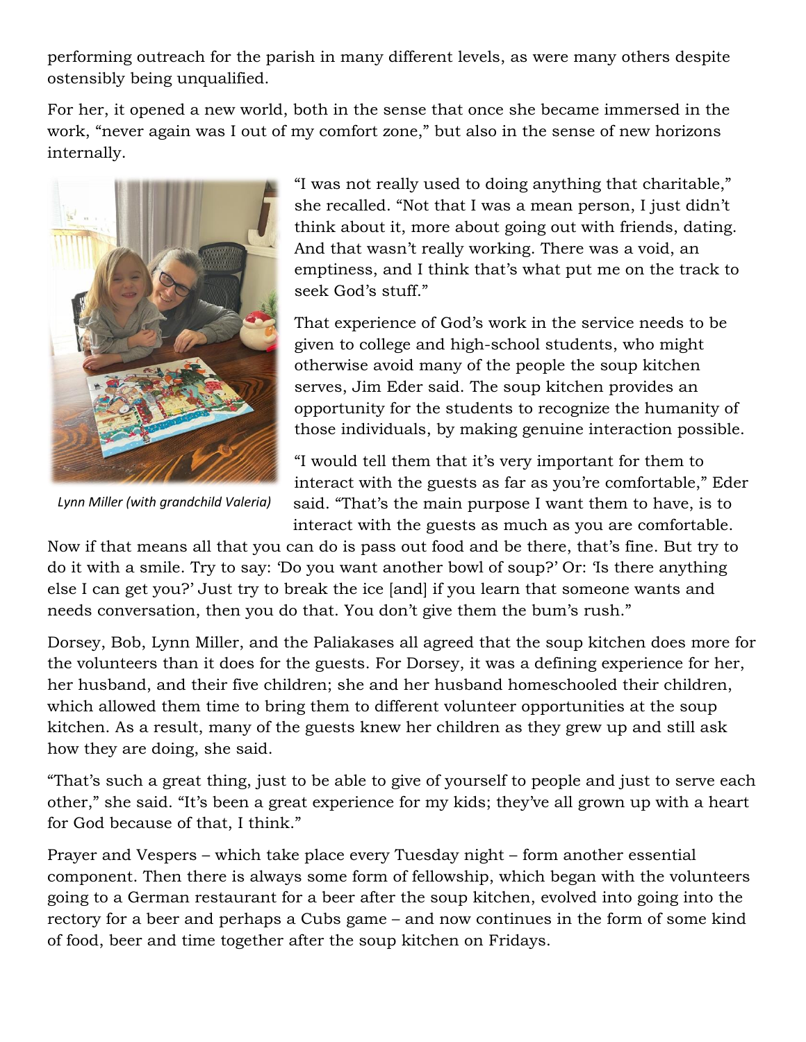performing outreach for the parish in many different levels, as were many others despite ostensibly being unqualified.

For her, it opened a new world, both in the sense that once she became immersed in the work, "never again was I out of my comfort zone," but also in the sense of new horizons internally.

*Lynn Miller (with grandchild Valeria)*

"I was not really used to doing anything that charitable," she recalled. "Not that I was a mean person, I just didn't think about it, more about going out with friends, dating. And that wasn't really working. There was a void, an emptiness, and I think that's what put me on the track to seek God's stuff."

That experience of God's work in the service needs to be given to college and high-school students, who might otherwise avoid many of the people the soup kitchen serves, Jim Eder said. The soup kitchen provides an opportunity for the students to recognize the humanity of those individuals, by making genuine interaction possible.

"I would tell them that it's very important for them to interact with the guests as far as you're comfortable," Eder said. "That's the main purpose I want them to have, is to interact with the guests as much as you are comfortable. Now if that means all that you can do is pass out food and be there, that's fine. But try to do it with a smile. Try to say: 'Do you want another bowl of soup?' Or: 'Is there anything else I can get you?' Just try to break the ice [and] if you learn that someone wants and needs conversation, then you do that. You don't give them the bum's rush."

Dorsey, Bob, Lynn Miller, and the Paliakases all agreed that the soup kitchen does more for the volunteers than it does for the guests. For Dorsey, it was a defining experience for her, her husband, and their five children; she and her husband homeschooled their children, which allowed them time to bring them to different volunteer opportunities at the soup kitchen. As a result, many of the guests knew her children as they grew up and still ask how they are doing, she said.

"That's such a great thing, just to be able to give of yourself to people and just to serve each other," she said. "It's been a great experience for my kids; they've all grown up with a heart for God because of that, I think."

Prayer and Vespers – which take place every Tuesday night – form another essential component. Then there is always some form of fellowship, which began with the volunteers going to a German restaurant for a beer after the soup kitchen, evolved into going into the rectory for a beer and perhaps a Cubs game – and now continues in the form of some kind of food, beer and time together after the soup kitchen on Fridays.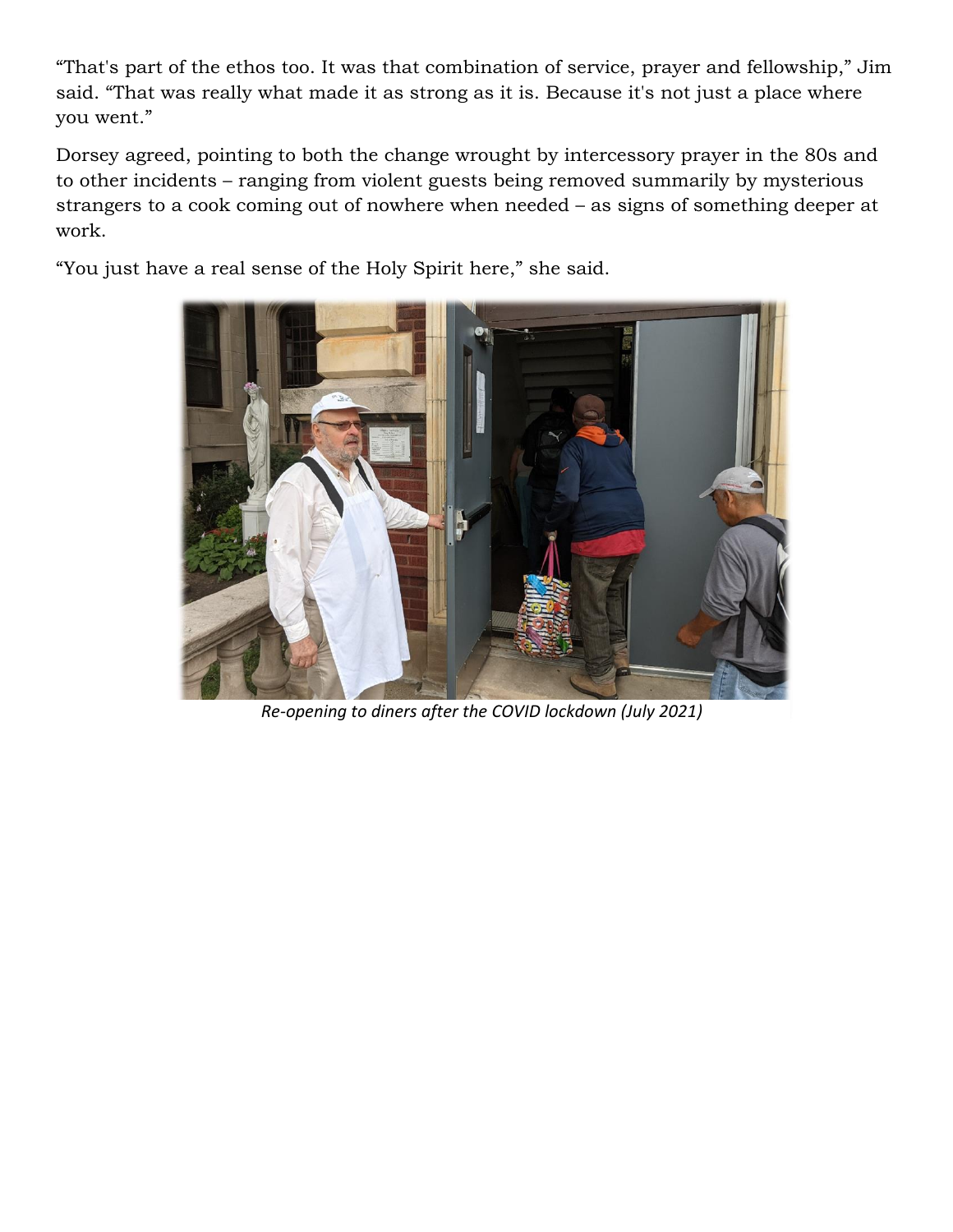"That's part of the ethos too. It was that combination of service, prayer and fellowship," Jim said. "That was really what made it as strong as it is. Because it's not just a place where you went."

Dorsey agreed, pointing to both the change wrought by intercessory prayer in the 80s and to other incidents – ranging from violent guests being removed summarily by mysterious strangers to a cook coming out of nowhere when needed – as signs of something deeper at work.

"You just have a real sense of the Holy Spirit here," she said.

*Re-opening to diners after the COVID lockdown (July 2021)*